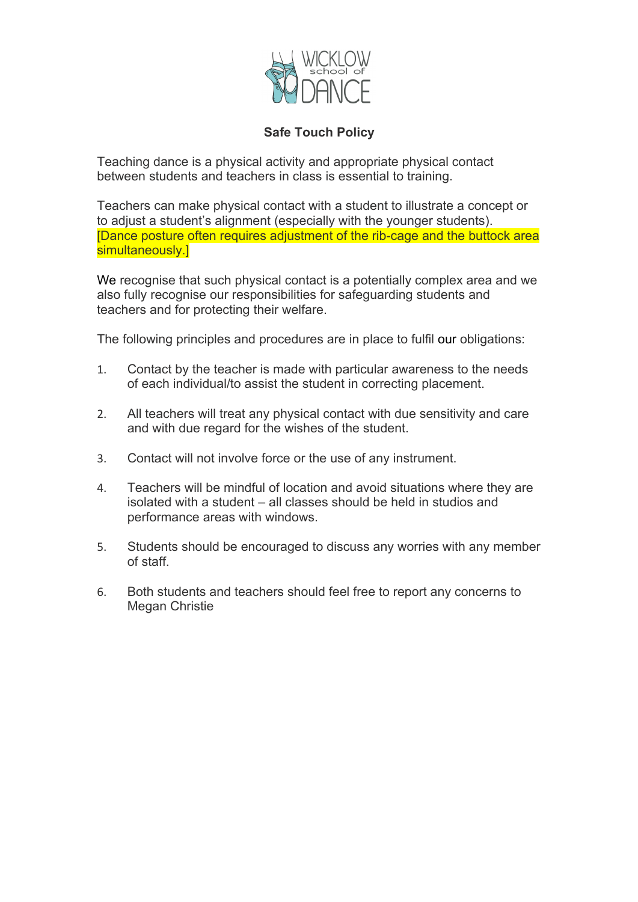WICKLOW school of DANCE

## Safe Touch Policy

Teaching dance is a physical activity and appropriate physical contact between students and teachers in class is essential to training.

Teachers can make physical contact with a student to illustrate a concept or to adjust a student's alignment (especially with the younger students). [Dance posture often requires adjustment of the rib-cage and the buttock area simultaneously.]

We recognise that such physical contact is a potentially complex area and we also fully recognise our responsibilities for safeguarding students and teachers and for protecting their welfare.

The following principles and procedures are in place to fulfil our obligations:

1. Contact by the teacher is made with particular awareness to the needs of each individual/to assist the student in correcting placement.

2. All teachers will treat any physical contact with due sensitivity and care and with due regard for the wishes of the student.

3. Contact will not involve force or the use of any instrument.

4. Teachers will be mindful of location and avoid situations where they are isolated with a student – all classes should be held in studios and performance areas with windows.

5. Students should be encouraged to discuss any worries with any member of staff.

6. Both students and teachers should feel free to report any concerns to Megan Christie